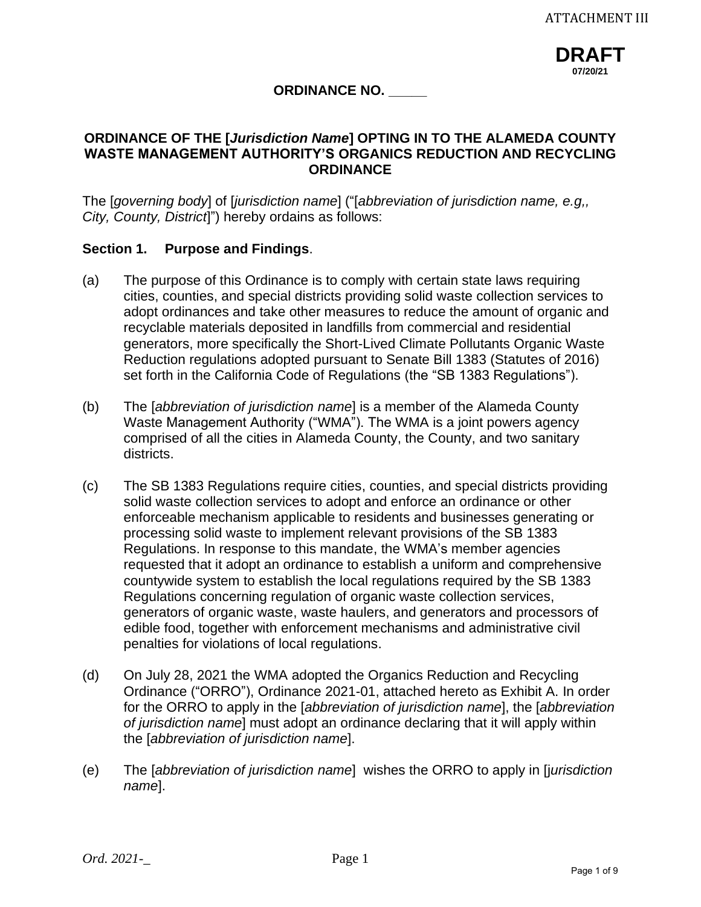ATTACHMENT III

**DRAFT**
07/20/21

**ORDINANCE NO. _____**

**ORDINANCE OF THE [*Jurisdiction Name*] OPTING IN TO THE ALAMEDA COUNTY WASTE MANAGEMENT AUTHORITY'S ORGANICS REDUCTION AND RECYCLING ORDINANCE**

The [*governing body*] of [*jurisdiction name*] ("[*abbreviation of jurisdiction name, e.g,, City, County, District*]") hereby ordains as follows:

**Section 1. Purpose and Findings**.

(a) The purpose of this Ordinance is to comply with certain state laws requiring cities, counties, and special districts providing solid waste collection services to adopt ordinances and take other measures to reduce the amount of organic and recyclable materials deposited in landfills from commercial and residential generators, more specifically the Short-Lived Climate Pollutants Organic Waste Reduction regulations adopted pursuant to Senate Bill 1383 (Statutes of 2016) set forth in the California Code of Regulations (the "SB 1383 Regulations").

(b) The [*abbreviation of jurisdiction name*] is a member of the Alameda County Waste Management Authority ("WMA"). The WMA is a joint powers agency comprised of all the cities in Alameda County, the County, and two sanitary districts.

(c) The SB 1383 Regulations require cities, counties, and special districts providing solid waste collection services to adopt and enforce an ordinance or other enforceable mechanism applicable to residents and businesses generating or processing solid waste to implement relevant provisions of the SB 1383 Regulations. In response to this mandate, the WMA's member agencies requested that it adopt an ordinance to establish a uniform and comprehensive countywide system to establish the local regulations required by the SB 1383 Regulations concerning regulation of organic waste collection services, generators of organic waste, waste haulers, and generators and processors of edible food, together with enforcement mechanisms and administrative civil penalties for violations of local regulations.

(d) On July 28, 2021 the WMA adopted the Organics Reduction and Recycling Ordinance ("ORRO"), Ordinance 2021-01, attached hereto as Exhibit A. In order for the ORRO to apply in the [*abbreviation of jurisdiction name*], the [*abbreviation of jurisdiction name*] must adopt an ordinance declaring that it will apply within the [*abbreviation of jurisdiction name*].

(e) The [*abbreviation of jurisdiction name*] wishes the ORRO to apply in [j*urisdiction name*].

*Ord. 2021-_*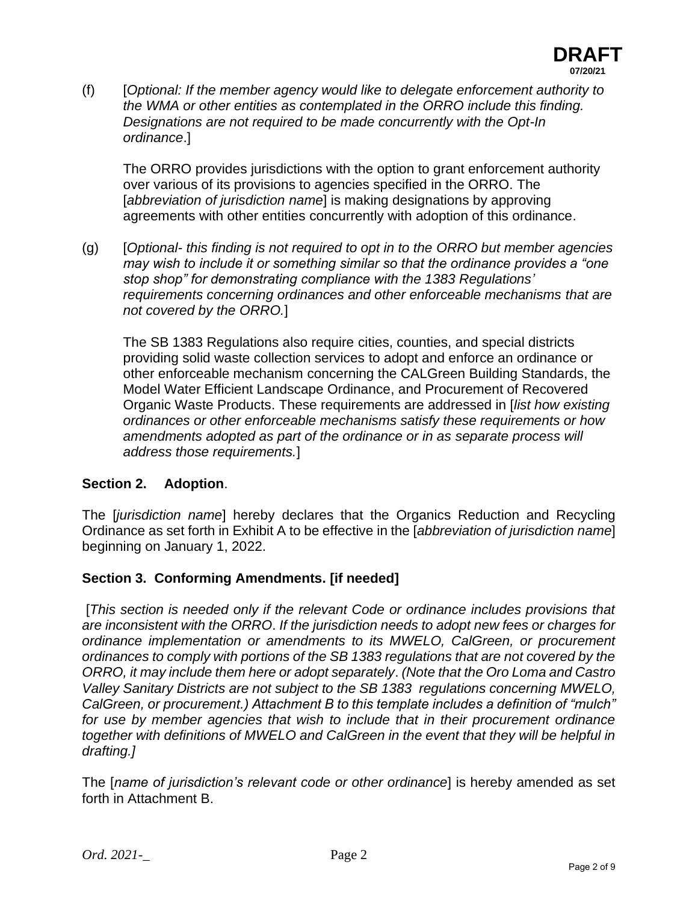(f) [*Optional: If the member agency would like to delegate enforcement authority to the WMA or other entities as contemplated in the ORRO include this finding. Designations are not required to be made concurrently with the Opt-In ordinance*.]

The ORRO provides jurisdictions with the option to grant enforcement authority over various of its provisions to agencies specified in the ORRO. The [*abbreviation of jurisdiction name*] is making designations by approving agreements with other entities concurrently with adoption of this ordinance.

(g) [*Optional- this finding is not required to opt in to the ORRO but member agencies may wish to include it or something similar so that the ordinance provides a "one stop shop" for demonstrating compliance with the 1383 Regulations' requirements concerning ordinances and other enforceable mechanisms that are not covered by the ORRO.*]

The SB 1383 Regulations also require cities, counties, and special districts providing solid waste collection services to adopt and enforce an ordinance or other enforceable mechanism concerning the CALGreen Building Standards, the Model Water Efficient Landscape Ordinance, and Procurement of Recovered Organic Waste Products. These requirements are addressed in [*list how existing ordinances or other enforceable mechanisms satisfy these requirements or how amendments adopted as part of the ordinance or in as separate process will address those requirements.*]

**Section 2. Adoption**.

The [*jurisdiction name*] hereby declares that the Organics Reduction and Recycling Ordinance as set forth in Exhibit A to be effective in the [*abbreviation of jurisdiction name*] beginning on January 1, 2022.

**Section 3. Conforming Amendments. [if needed]**

[*This section is needed only if the relevant Code or ordinance includes provisions that are inconsistent with the ORRO*. *If the jurisdiction needs to adopt new fees or charges for ordinance implementation or amendments to its MWELO, CalGreen, or procurement ordinances to comply with portions of the SB 1383 regulations that are not covered by the ORRO, it may include them here or adopt separately*. *(Note that the Oro Loma and Castro Valley Sanitary Districts are not subject to the SB 1383 regulations concerning MWELO, CalGreen, or procurement.) Attachment B to this template includes a definition of "mulch" for use by member agencies that wish to include that in their procurement ordinance together with definitions of MWELO and CalGreen in the event that they will be helpful in drafting.]*

The [*name of jurisdiction's relevant code or other ordinance*] is hereby amended as set forth in Attachment B.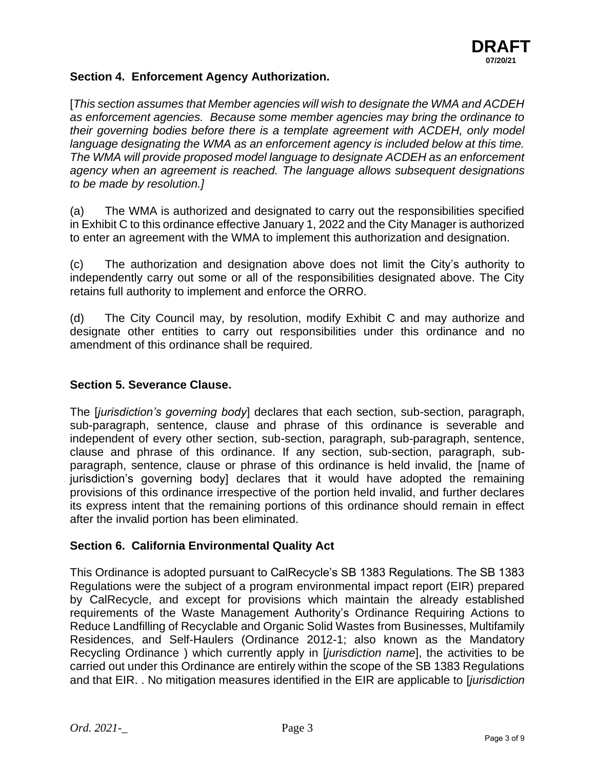**DRAFT**
**07/20/21**

## Section 4. Enforcement Agency Authorization.

[*This section assumes that Member agencies will wish to designate the WMA and ACDEH as enforcement agencies. Because some member agencies may bring the ordinance to their governing bodies before there is a template agreement with ACDEH, only model language designating the WMA as an enforcement agency is included below at this time. The WMA will provide proposed model language to designate ACDEH as an enforcement agency when an agreement is reached. The language allows subsequent designations to be made by resolution.]*

(a) The WMA is authorized and designated to carry out the responsibilities specified in Exhibit C to this ordinance effective January 1, 2022 and the City Manager is authorized to enter an agreement with the WMA to implement this authorization and designation.

(c) The authorization and designation above does not limit the City's authority to independently carry out some or all of the responsibilities designated above. The City retains full authority to implement and enforce the ORRO.

(d) The City Council may, by resolution, modify Exhibit C and may authorize and designate other entities to carry out responsibilities under this ordinance and no amendment of this ordinance shall be required.

## Section 5. Severance Clause.

The [*jurisdiction's governing body*] declares that each section, sub-section, paragraph, sub-paragraph, sentence, clause and phrase of this ordinance is severable and independent of every other section, sub-section, paragraph, sub-paragraph, sentence, clause and phrase of this ordinance. If any section, sub-section, paragraph, sub-paragraph, sentence, clause or phrase of this ordinance is held invalid, the [name of jurisdiction's governing body] declares that it would have adopted the remaining provisions of this ordinance irrespective of the portion held invalid, and further declares its express intent that the remaining portions of this ordinance should remain in effect after the invalid portion has been eliminated.

## Section 6. California Environmental Quality Act

This Ordinance is adopted pursuant to CalRecycle's SB 1383 Regulations. The SB 1383 Regulations were the subject of a program environmental impact report (EIR) prepared by CalRecycle, and except for provisions which maintain the already established requirements of the Waste Management Authority's Ordinance Requiring Actions to Reduce Landfilling of Recyclable and Organic Solid Wastes from Businesses, Multifamily Residences, and Self-Haulers (Ordinance 2012-1; also known as the Mandatory Recycling Ordinance ) which currently apply in [*jurisdiction name*], the activities to be carried out under this Ordinance are entirely within the scope of the SB 1383 Regulations and that EIR. . No mitigation measures identified in the EIR are applicable to [*jurisdiction*

*Ord. 2021-_*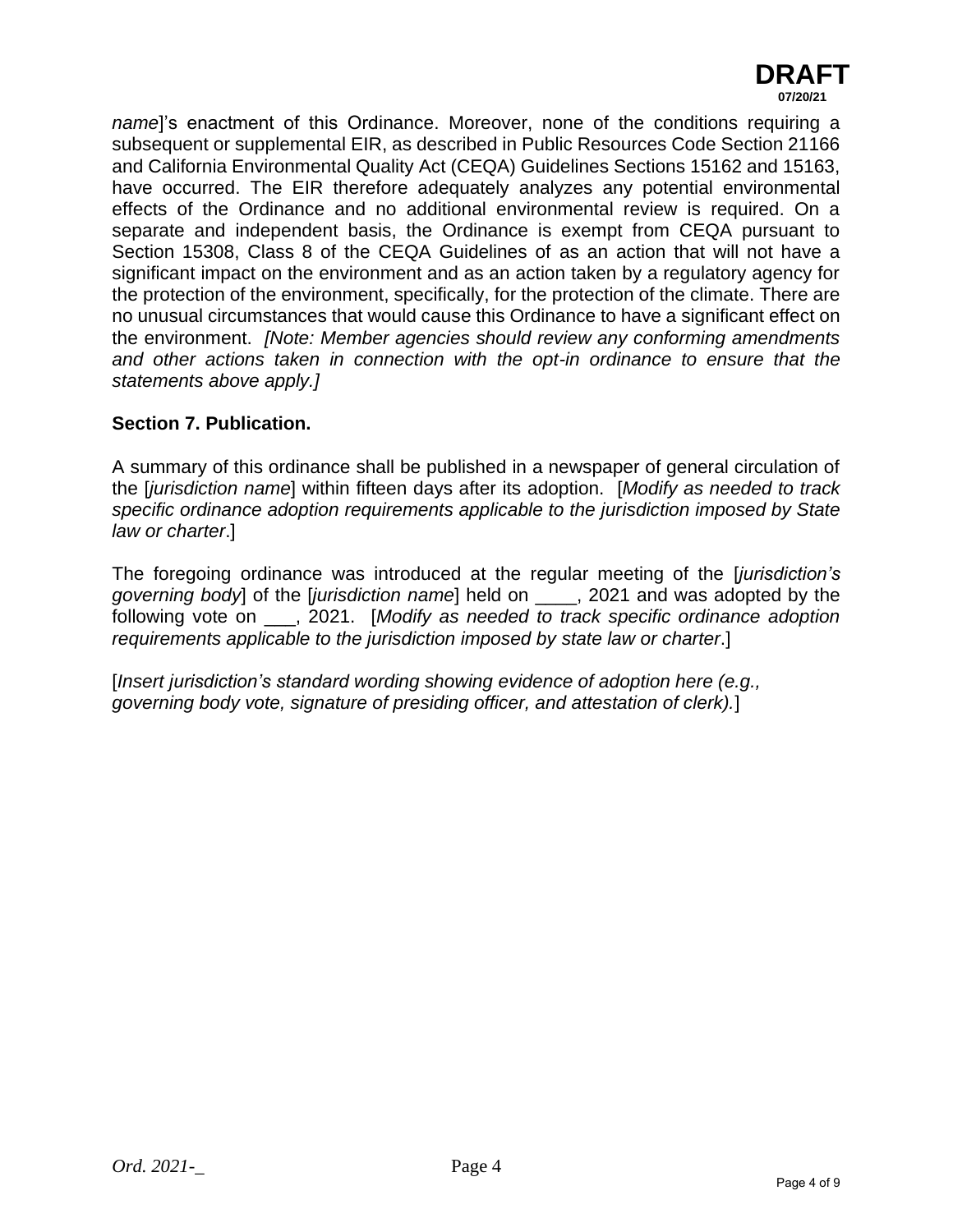*name*]'s enactment of this Ordinance. Moreover, none of the conditions requiring a subsequent or supplemental EIR, as described in Public Resources Code Section 21166 and California Environmental Quality Act (CEQA) Guidelines Sections 15162 and 15163, have occurred. The EIR therefore adequately analyzes any potential environmental effects of the Ordinance and no additional environmental review is required. On a separate and independent basis, the Ordinance is exempt from CEQA pursuant to Section 15308, Class 8 of the CEQA Guidelines of as an action that will not have a significant impact on the environment and as an action taken by a regulatory agency for the protection of the environment, specifically, for the protection of the climate. There are no unusual circumstances that would cause this Ordinance to have a significant effect on the environment. *[Note: Member agencies should review any conforming amendments and other actions taken in connection with the opt-in ordinance to ensure that the statements above apply.]*

**Section 7. Publication.**

A summary of this ordinance shall be published in a newspaper of general circulation of the [*jurisdiction name*] within fifteen days after its adoption. [*Modify as needed to track specific ordinance adoption requirements applicable to the jurisdiction imposed by State law or charter*.]

The foregoing ordinance was introduced at the regular meeting of the [*jurisdiction's governing body*] of the [*jurisdiction name*] held on ____, 2021 and was adopted by the following vote on ___, 2021. [*Modify as needed to track specific ordinance adoption requirements applicable to the jurisdiction imposed by state law or charter*.]

[*Insert jurisdiction's standard wording showing evidence of adoption here (e.g., governing body vote, signature of presiding officer, and attestation of clerk).*]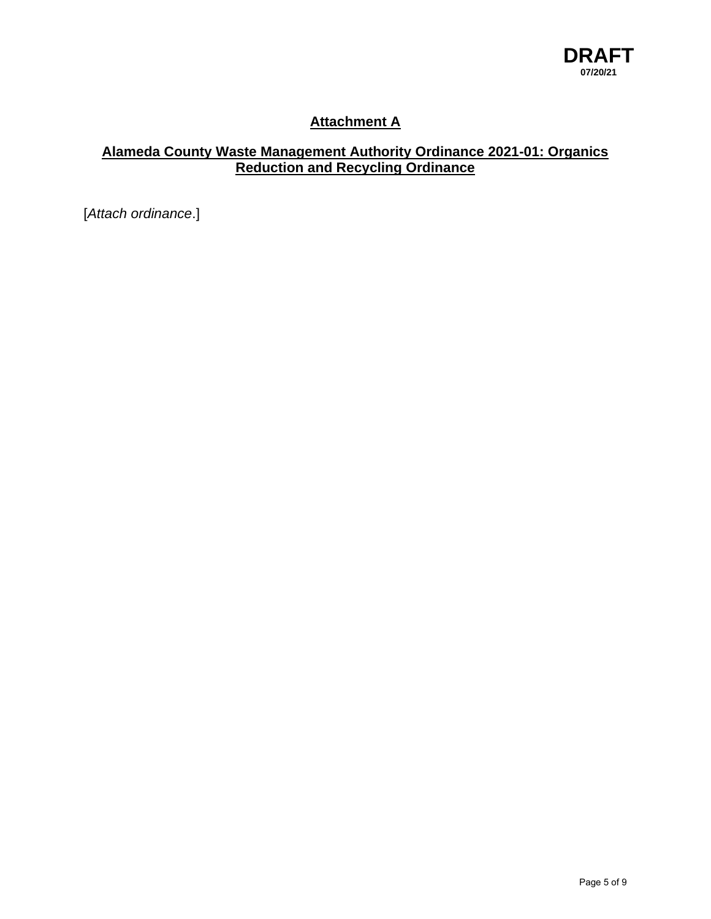**DRAFT**
**07/20/21**

## Attachment A

## Alameda County Waste Management Authority Ordinance 2021-01: Organics Reduction and Recycling Ordinance

[*Attach ordinance*.]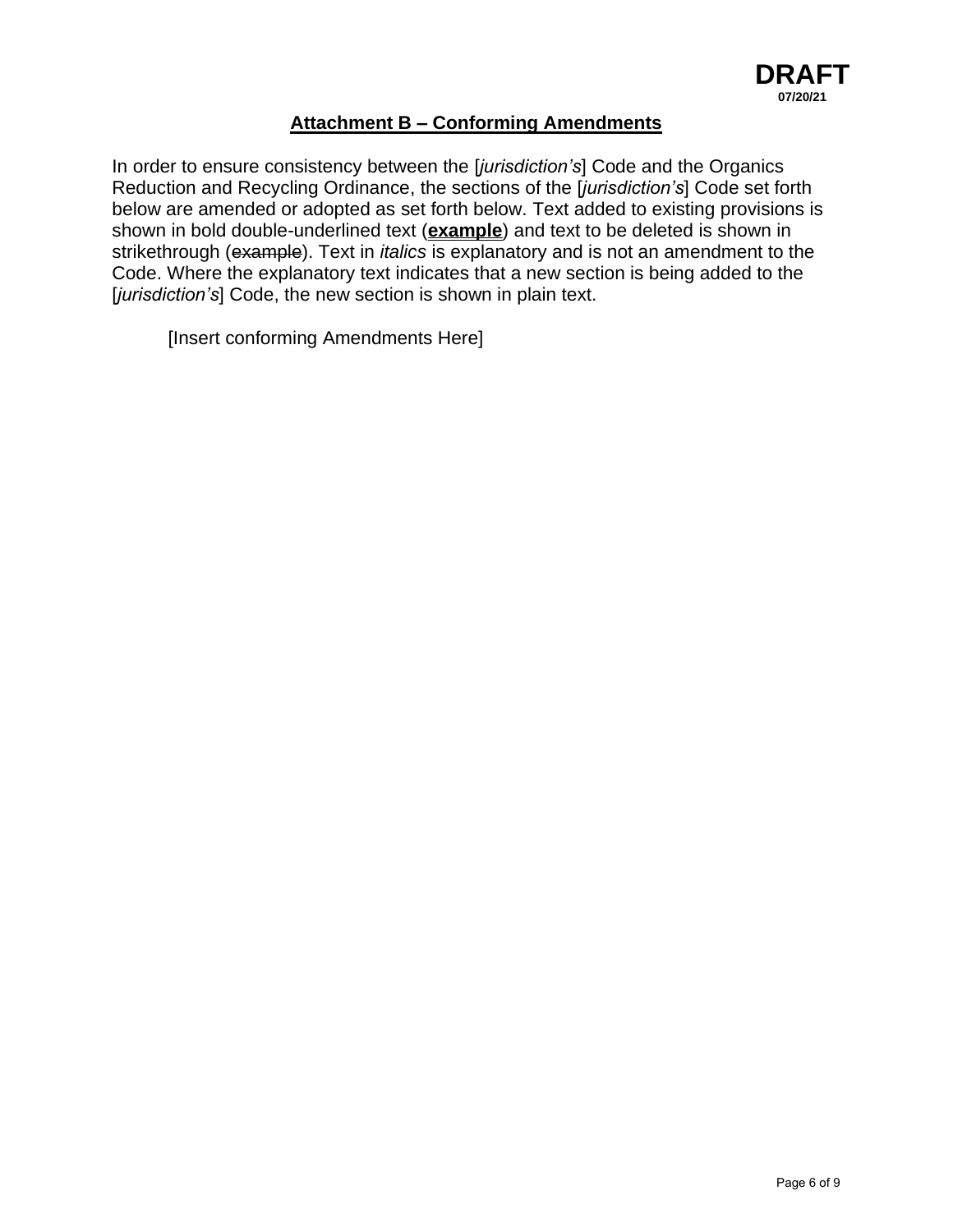DRAFT
07/20/21

## Attachment B – Conforming Amendments

In order to ensure consistency between the [*jurisdiction's*] Code and the Organics Reduction and Recycling Ordinance, the sections of the [*jurisdiction's*] Code set forth below are amended or adopted as set forth below. Text added to existing provisions is shown in bold double-underlined text (**example**) and text to be deleted is shown in strikethrough (~~example~~). Text in *italics* is explanatory and is not an amendment to the Code. Where the explanatory text indicates that a new section is being added to the [*jurisdiction's*] Code, the new section is shown in plain text.

[Insert conforming Amendments Here]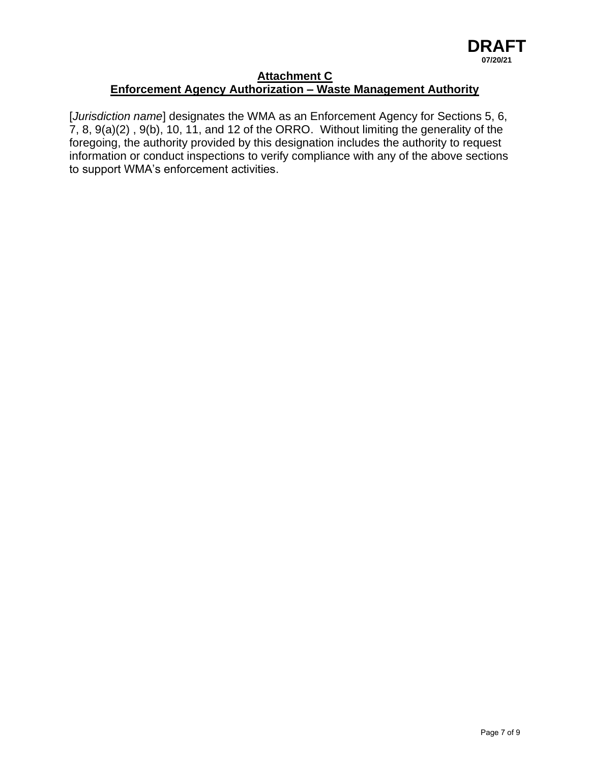**DRAFT**
**07/20/21**

## Attachment C
## Enforcement Agency Authorization – Waste Management Authority

[*Jurisdiction name*] designates the WMA as an Enforcement Agency for Sections 5, 6, 7, 8, 9(a)(2) , 9(b), 10, 11, and 12 of the ORRO. Without limiting the generality of the foregoing, the authority provided by this designation includes the authority to request information or conduct inspections to verify compliance with any of the above sections to support WMA's enforcement activities.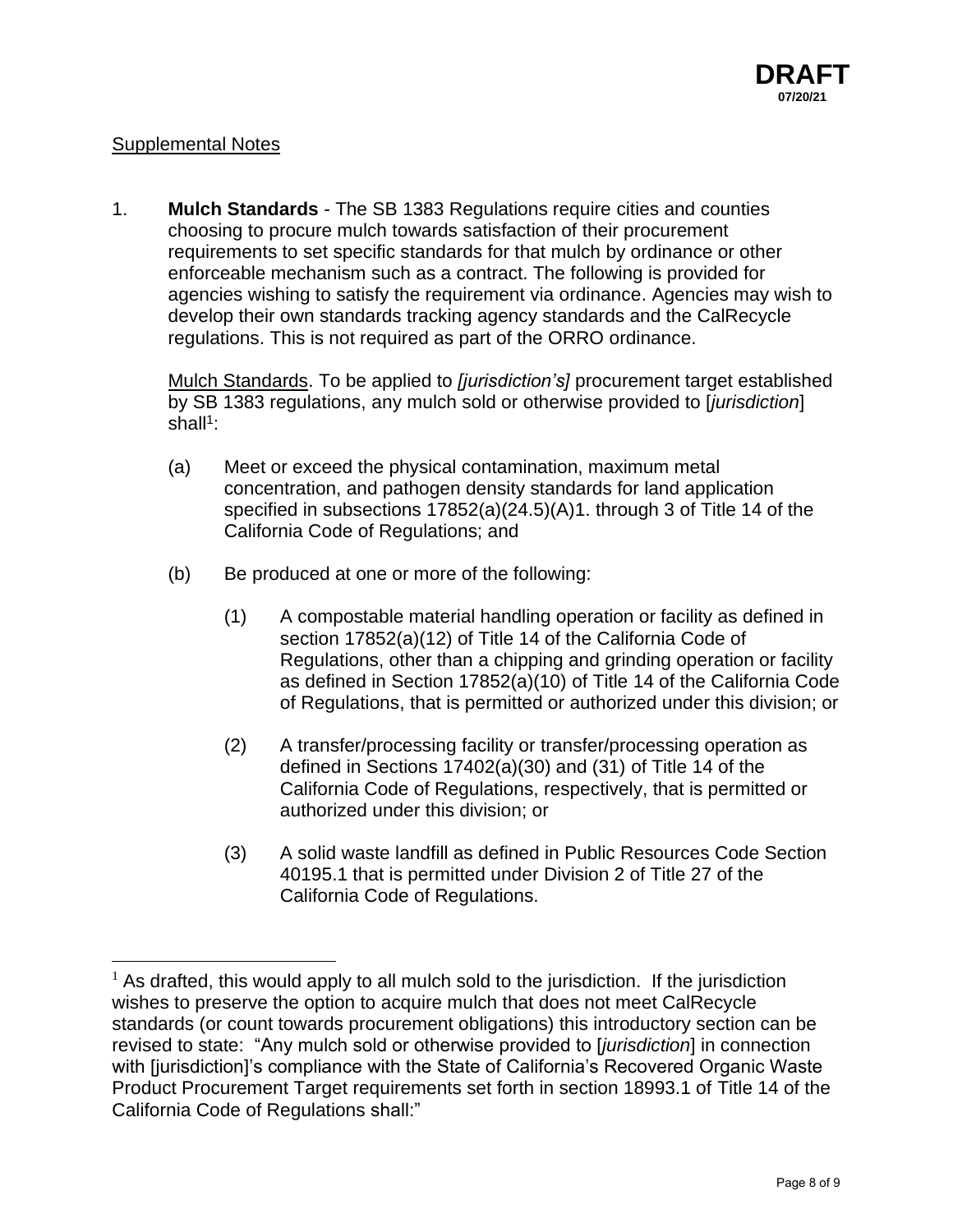Supplemental Notes

1. **Mulch Standards** - The SB 1383 Regulations require cities and counties choosing to procure mulch towards satisfaction of their procurement requirements to set specific standards for that mulch by ordinance or other enforceable mechanism such as a contract. The following is provided for agencies wishing to satisfy the requirement via ordinance. Agencies may wish to develop their own standards tracking agency standards and the CalRecycle regulations. This is not required as part of the ORRO ordinance.

   Mulch Standards. To be applied to *[jurisdiction's]* procurement target established by SB 1383 regulations, any mulch sold or otherwise provided to [*jurisdiction*] shall[1]:

   (a) Meet or exceed the physical contamination, maximum metal concentration, and pathogen density standards for land application specified in subsections 17852(a)(24.5)(A)1. through 3 of Title 14 of the California Code of Regulations; and

   (b) Be produced at one or more of the following:

      (1) A compostable material handling operation or facility as defined in section 17852(a)(12) of Title 14 of the California Code of Regulations, other than a chipping and grinding operation or facility as defined in Section 17852(a)(10) of Title 14 of the California Code of Regulations, that is permitted or authorized under this division; or

      (2) A transfer/processing facility or transfer/processing operation as defined in Sections 17402(a)(30) and (31) of Title 14 of the California Code of Regulations, respectively, that is permitted or authorized under this division; or

      (3) A solid waste landfill as defined in Public Resources Code Section 40195.1 that is permitted under Division 2 of Title 27 of the California Code of Regulations.

---

[1] As drafted, this would apply to all mulch sold to the jurisdiction. If the jurisdiction wishes to preserve the option to acquire mulch that does not meet CalRecycle standards (or count towards procurement obligations) this introductory section can be revised to state: "Any mulch sold or otherwise provided to [*jurisdiction*] in connection with [jurisdiction]'s compliance with the State of California's Recovered Organic Waste Product Procurement Target requirements set forth in section 18993.1 of Title 14 of the California Code of Regulations shall:"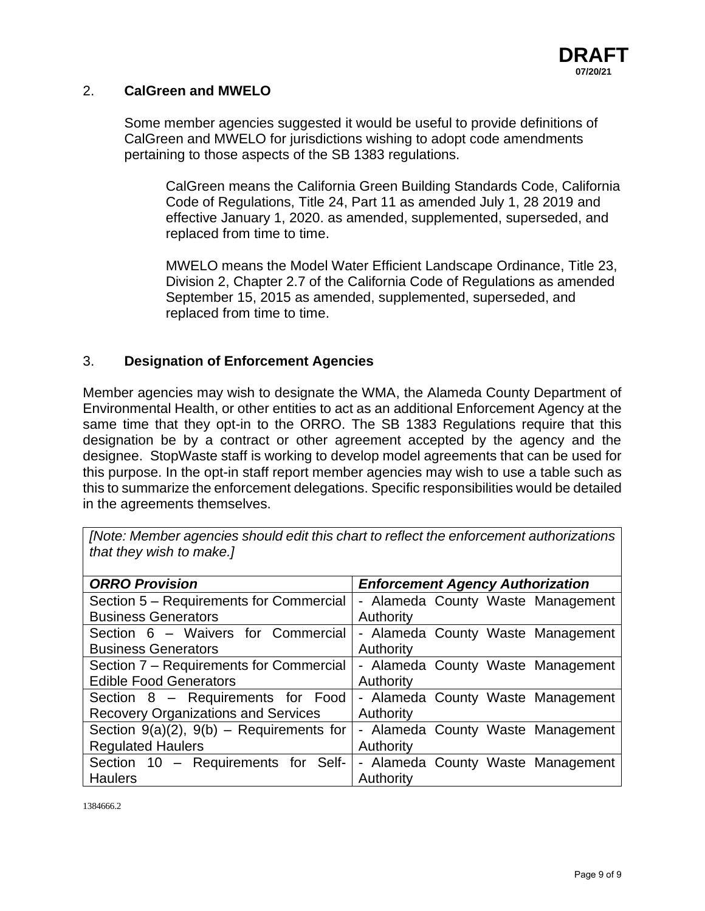## 2. **CalGreen and MWELO**

Some member agencies suggested it would be useful to provide definitions of CalGreen and MWELO for jurisdictions wishing to adopt code amendments pertaining to those aspects of the SB 1383 regulations.

> CalGreen means the California Green Building Standards Code, California Code of Regulations, Title 24, Part 11 as amended July 1, 28 2019 and effective January 1, 2020. as amended, supplemented, superseded, and replaced from time to time.
>
> MWELO means the Model Water Efficient Landscape Ordinance, Title 23, Division 2, Chapter 2.7 of the California Code of Regulations as amended September 15, 2015 as amended, supplemented, superseded, and replaced from time to time.

## 3. **Designation of Enforcement Agencies**

Member agencies may wish to designate the WMA, the Alameda County Department of Environmental Health, or other entities to act as an additional Enforcement Agency at the same time that they opt-in to the ORRO. The SB 1383 Regulations require that this designation be by a contract or other agreement accepted by the agency and the designee. StopWaste staff is working to develop model agreements that can be used for this purpose. In the opt-in staff report member agencies may wish to use a table such as this to summarize the enforcement delegations. Specific responsibilities would be detailed in the agreements themselves.

*[Note: Member agencies should edit this chart to reflect the enforcement authorizations that they wish to make.]*

| ***ORRO Provision*** | ***Enforcement Agency Authorization*** |
|---|---|
| Section 5 – Requirements for Commercial Business Generators | - Alameda County Waste Management Authority |
| Section 6 – Waivers for Commercial Business Generators | - Alameda County Waste Management Authority |
| Section 7 – Requirements for Commercial Edible Food Generators | - Alameda County Waste Management Authority |
| Section 8 – Requirements for Food Recovery Organizations and Services | - Alameda County Waste Management Authority |
| Section 9(a)(2), 9(b) – Requirements for Regulated Haulers | - Alameda County Waste Management Authority |
| Section 10 – Requirements for Self-Haulers | - Alameda County Waste Management Authority |

1384666.2